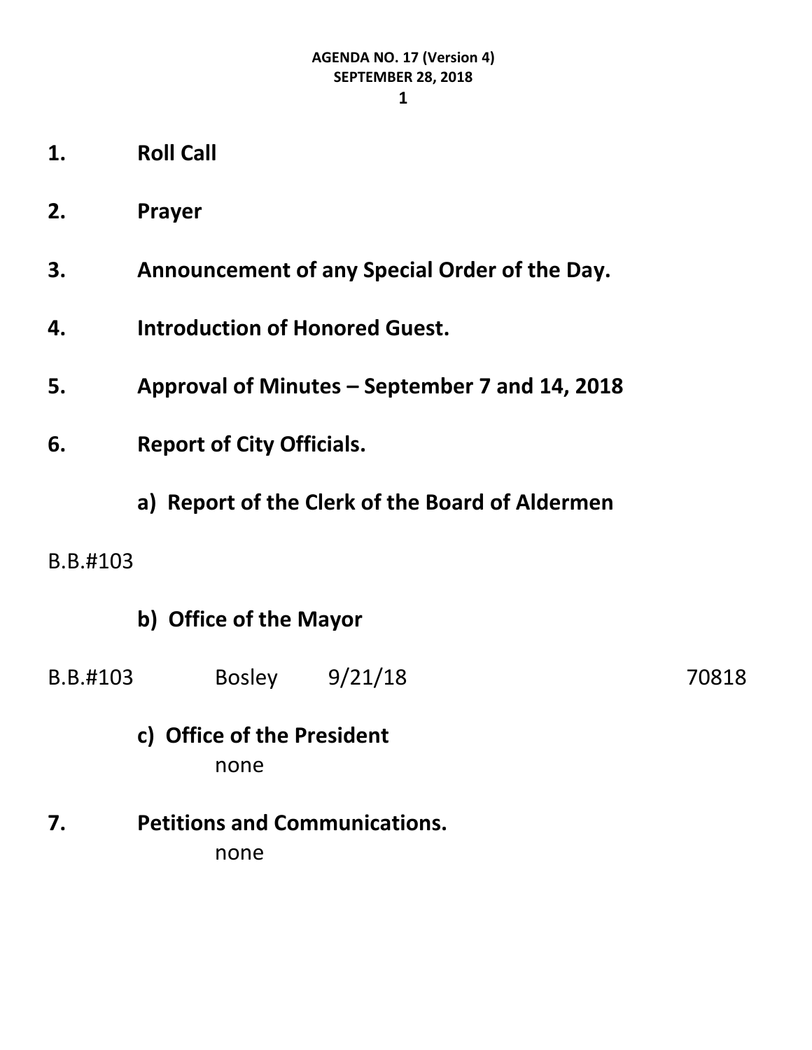**AGENDA NO. 17 (Version 4)**
**SEPTEMBER 28, 2018**

1. **Roll Call**

2. **Prayer**

3. **Announcement of any Special Order of the Day.**

4. **Introduction of Honored Guest.**

5. **Approval of Minutes – September 7 and 14, 2018**

6. **Report of City Officials.**

   **a) Report of the Clerk of the Board of Aldermen**

B.B.#103

   **b) Office of the Mayor**

| | | | |
|---|---|---|---|
| B.B.#103 | Bosley | 9/21/18 | 70818 |

   **c) Office of the President**

   none

7. **Petitions and Communications.**

   none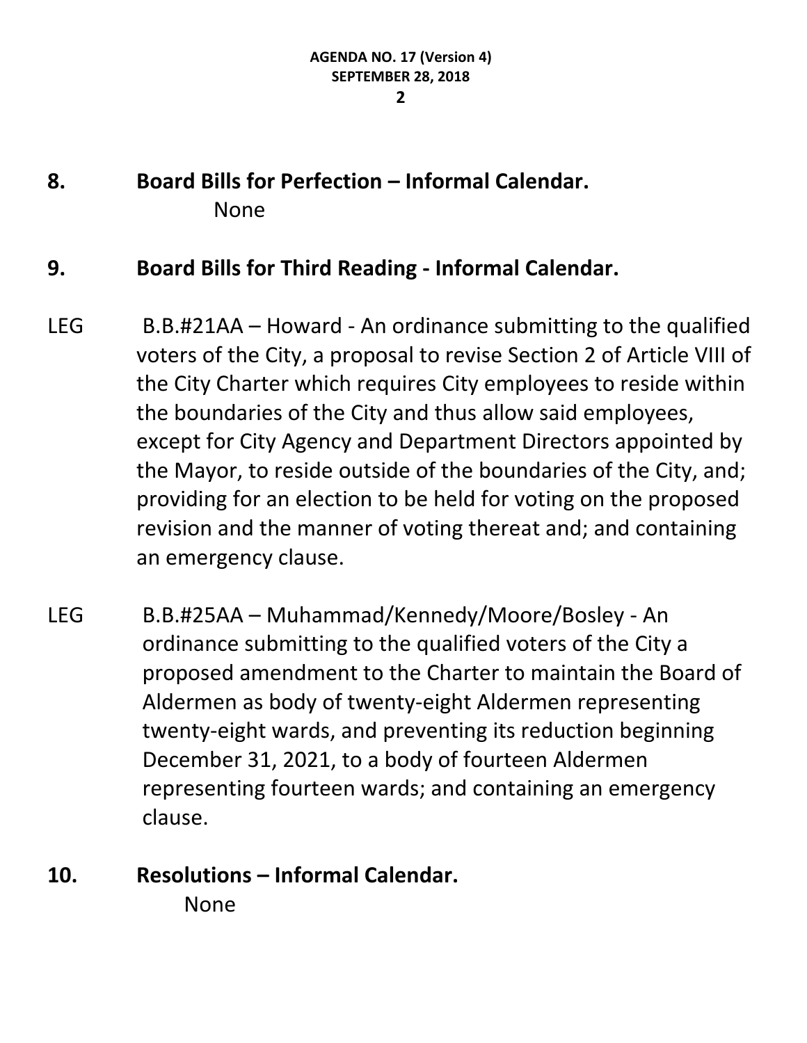**8. Board Bills for Perfection – Informal Calendar.**

None

**9. Board Bills for Third Reading - Informal Calendar.**

LEG B.B.#21AA – Howard - An ordinance submitting to the qualified voters of the City, a proposal to revise Section 2 of Article VIII of the City Charter which requires City employees to reside within the boundaries of the City and thus allow said employees, except for City Agency and Department Directors appointed by the Mayor, to reside outside of the boundaries of the City, and; providing for an election to be held for voting on the proposed revision and the manner of voting thereat and; and containing an emergency clause.

LEG B.B.#25AA – Muhammad/Kennedy/Moore/Bosley - An ordinance submitting to the qualified voters of the City a proposed amendment to the Charter to maintain the Board of Aldermen as body of twenty-eight Aldermen representing twenty-eight wards, and preventing its reduction beginning December 31, 2021, to a body of fourteen Aldermen representing fourteen wards; and containing an emergency clause.

**10. Resolutions – Informal Calendar.**

None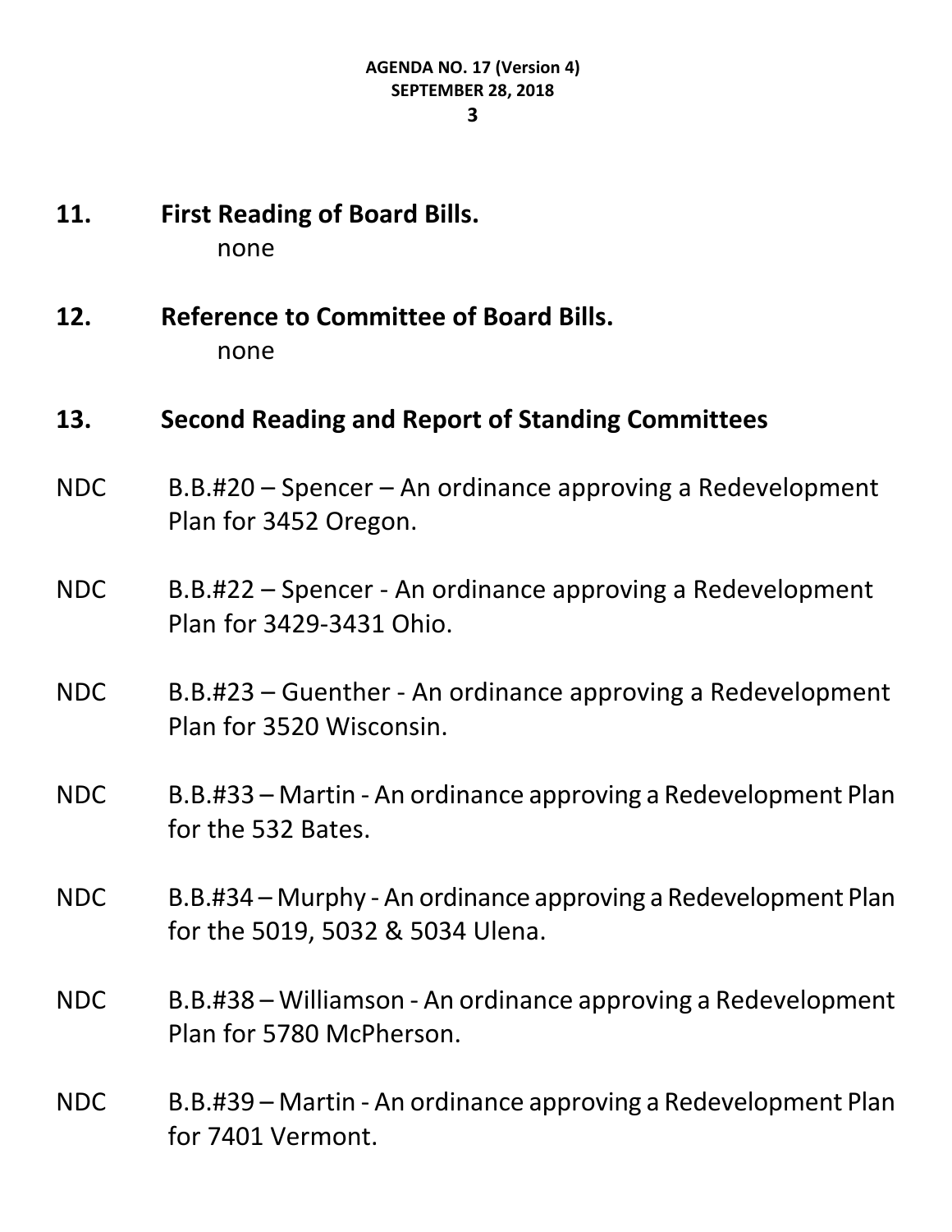**11. First Reading of Board Bills.**

none

**12. Reference to Committee of Board Bills.**

none

**13. Second Reading and Report of Standing Committees**

NDC B.B.#20 – Spencer – An ordinance approving a Redevelopment Plan for 3452 Oregon.

NDC B.B.#22 – Spencer - An ordinance approving a Redevelopment Plan for 3429-3431 Ohio.

NDC B.B.#23 – Guenther - An ordinance approving a Redevelopment Plan for 3520 Wisconsin.

NDC B.B.#33 – Martin - An ordinance approving a Redevelopment Plan for the 532 Bates.

NDC B.B.#34 – Murphy - An ordinance approving a Redevelopment Plan for the 5019, 5032 & 5034 Ulena.

NDC B.B.#38 – Williamson - An ordinance approving a Redevelopment Plan for 5780 McPherson.

NDC B.B.#39 – Martin - An ordinance approving a Redevelopment Plan for 7401 Vermont.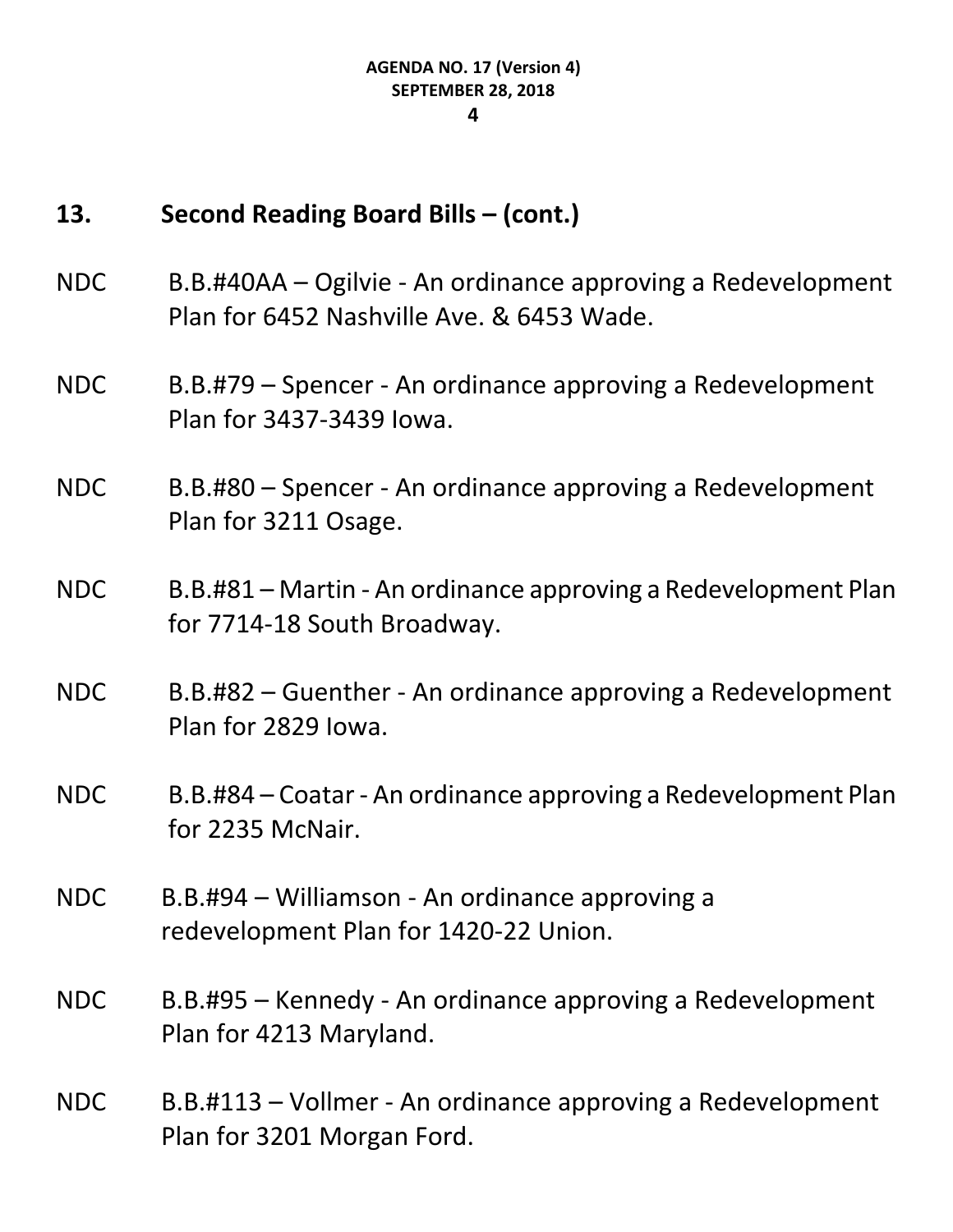## 13. Second Reading Board Bills – (cont.)

NDC B.B.#40AA – Ogilvie - An ordinance approving a Redevelopment Plan for 6452 Nashville Ave. & 6453 Wade.

NDC B.B.#79 – Spencer - An ordinance approving a Redevelopment Plan for 3437-3439 Iowa.

NDC B.B.#80 – Spencer - An ordinance approving a Redevelopment Plan for 3211 Osage.

NDC B.B.#81 – Martin - An ordinance approving a Redevelopment Plan for 7714-18 South Broadway.

NDC B.B.#82 – Guenther - An ordinance approving a Redevelopment Plan for 2829 Iowa.

NDC B.B.#84 – Coatar - An ordinance approving a Redevelopment Plan for 2235 McNair.

NDC B.B.#94 – Williamson - An ordinance approving a redevelopment Plan for 1420-22 Union.

NDC B.B.#95 – Kennedy - An ordinance approving a Redevelopment Plan for 4213 Maryland.

NDC B.B.#113 – Vollmer - An ordinance approving a Redevelopment Plan for 3201 Morgan Ford.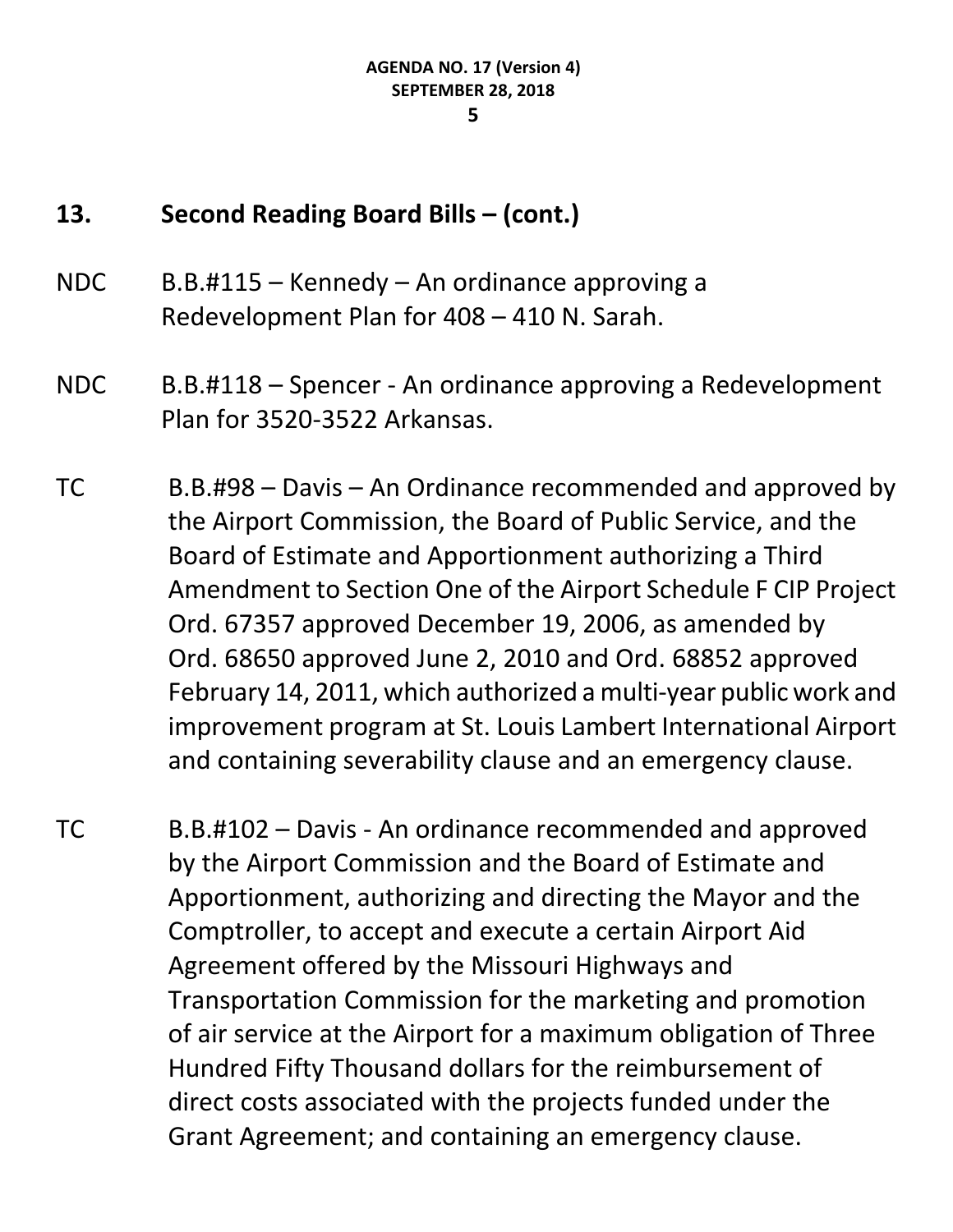## 13. Second Reading Board Bills – (cont.)

NDC B.B.#115 – Kennedy – An ordinance approving a Redevelopment Plan for 408 – 410 N. Sarah.

NDC B.B.#118 – Spencer - An ordinance approving a Redevelopment Plan for 3520-3522 Arkansas.

TC B.B.#98 – Davis – An Ordinance recommended and approved by the Airport Commission, the Board of Public Service, and the Board of Estimate and Apportionment authorizing a Third Amendment to Section One of the Airport Schedule F CIP Project Ord. 67357 approved December 19, 2006, as amended by Ord. 68650 approved June 2, 2010 and Ord. 68852 approved February 14, 2011, which authorized a multi-year public work and improvement program at St. Louis Lambert International Airport and containing severability clause and an emergency clause.

TC B.B.#102 – Davis - An ordinance recommended and approved by the Airport Commission and the Board of Estimate and Apportionment, authorizing and directing the Mayor and the Comptroller, to accept and execute a certain Airport Aid Agreement offered by the Missouri Highways and Transportation Commission for the marketing and promotion of air service at the Airport for a maximum obligation of Three Hundred Fifty Thousand dollars for the reimbursement of direct costs associated with the projects funded under the Grant Agreement; and containing an emergency clause.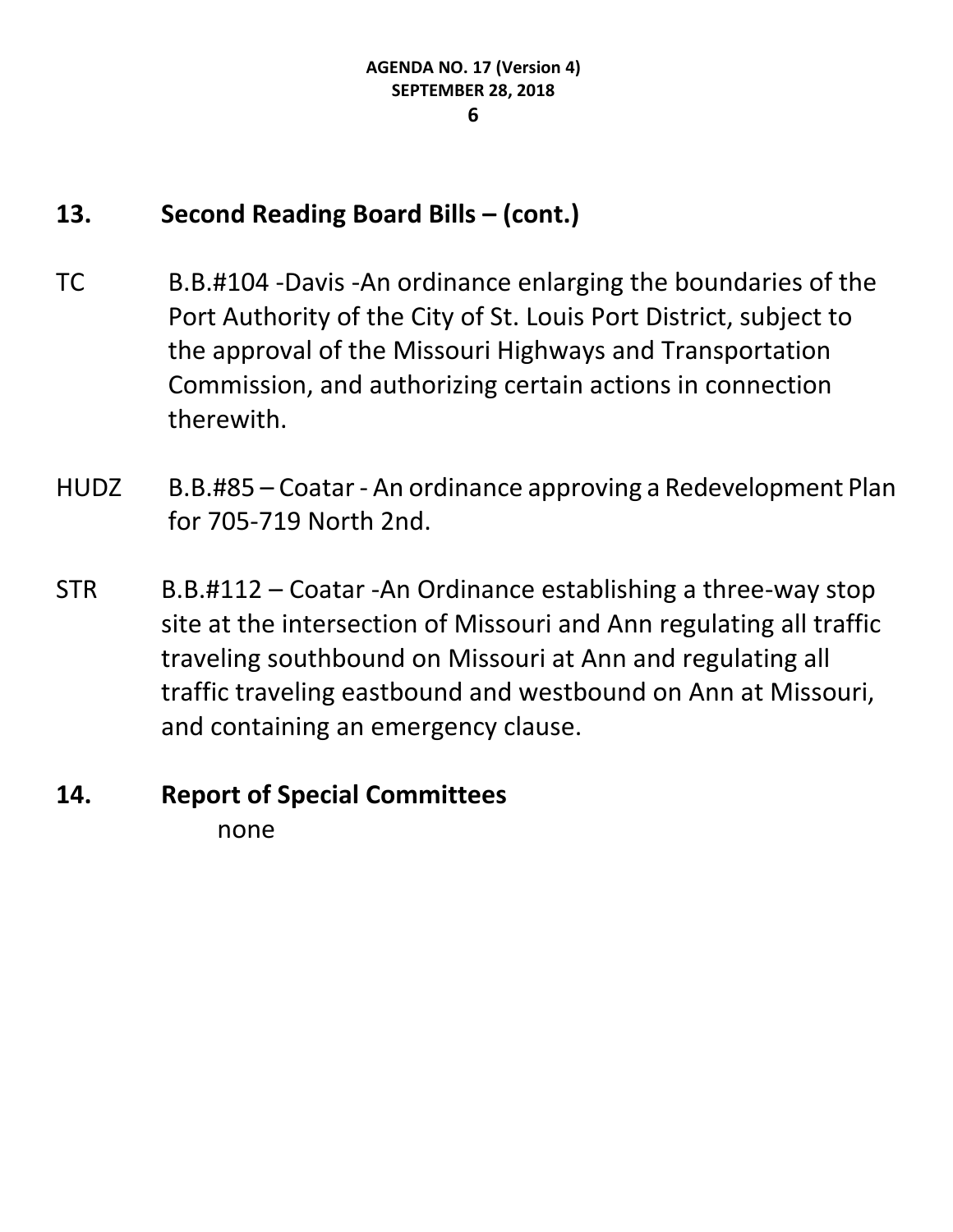## 13. Second Reading Board Bills – (cont.)

TC B.B.#104 -Davis -An ordinance enlarging the boundaries of the Port Authority of the City of St. Louis Port District, subject to the approval of the Missouri Highways and Transportation Commission, and authorizing certain actions in connection therewith.

HUDZ B.B.#85 – Coatar - An ordinance approving a Redevelopment Plan for 705-719 North 2nd.

STR B.B.#112 – Coatar -An Ordinance establishing a three-way stop site at the intersection of Missouri and Ann regulating all traffic traveling southbound on Missouri at Ann and regulating all traffic traveling eastbound and westbound on Ann at Missouri, and containing an emergency clause.

## 14. Report of Special Committees

none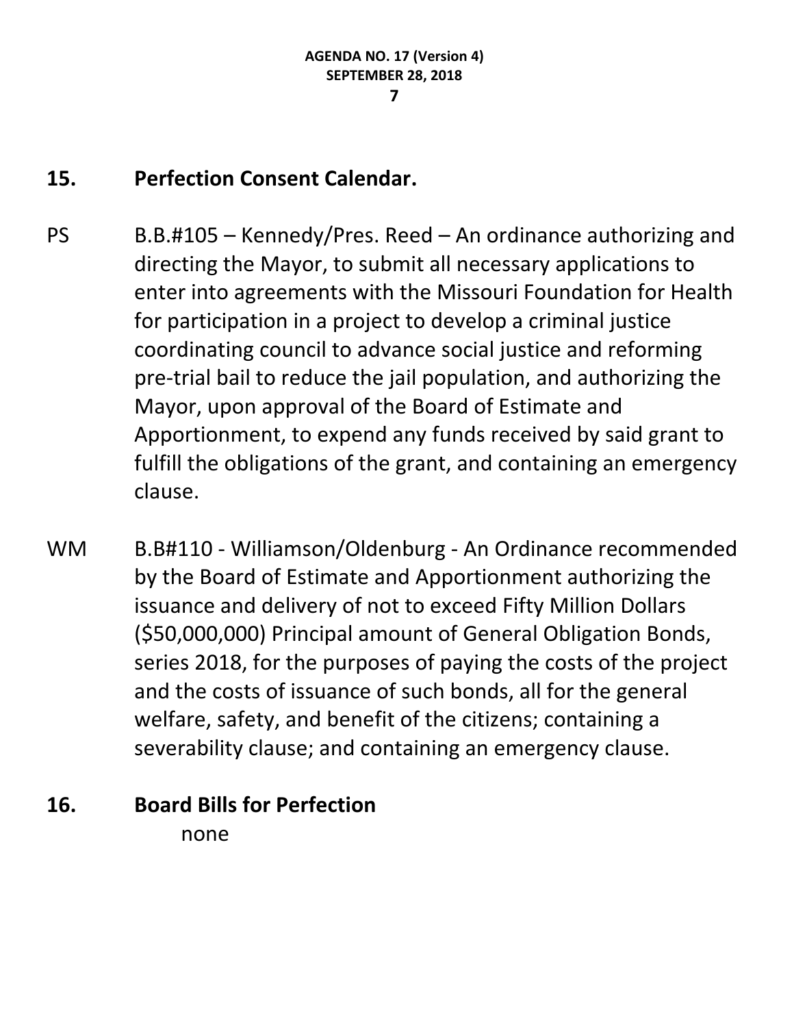## 15. Perfection Consent Calendar.

PS B.B.#105 – Kennedy/Pres. Reed – An ordinance authorizing and directing the Mayor, to submit all necessary applications to enter into agreements with the Missouri Foundation for Health for participation in a project to develop a criminal justice coordinating council to advance social justice and reforming pre-trial bail to reduce the jail population, and authorizing the Mayor, upon approval of the Board of Estimate and Apportionment, to expend any funds received by said grant to fulfill the obligations of the grant, and containing an emergency clause.

WM B.B#110 - Williamson/Oldenburg - An Ordinance recommended by the Board of Estimate and Apportionment authorizing the issuance and delivery of not to exceed Fifty Million Dollars ($50,000,000) Principal amount of General Obligation Bonds, series 2018, for the purposes of paying the costs of the project and the costs of issuance of such bonds, all for the general welfare, safety, and benefit of the citizens; containing a severability clause; and containing an emergency clause.

## 16. Board Bills for Perfection

none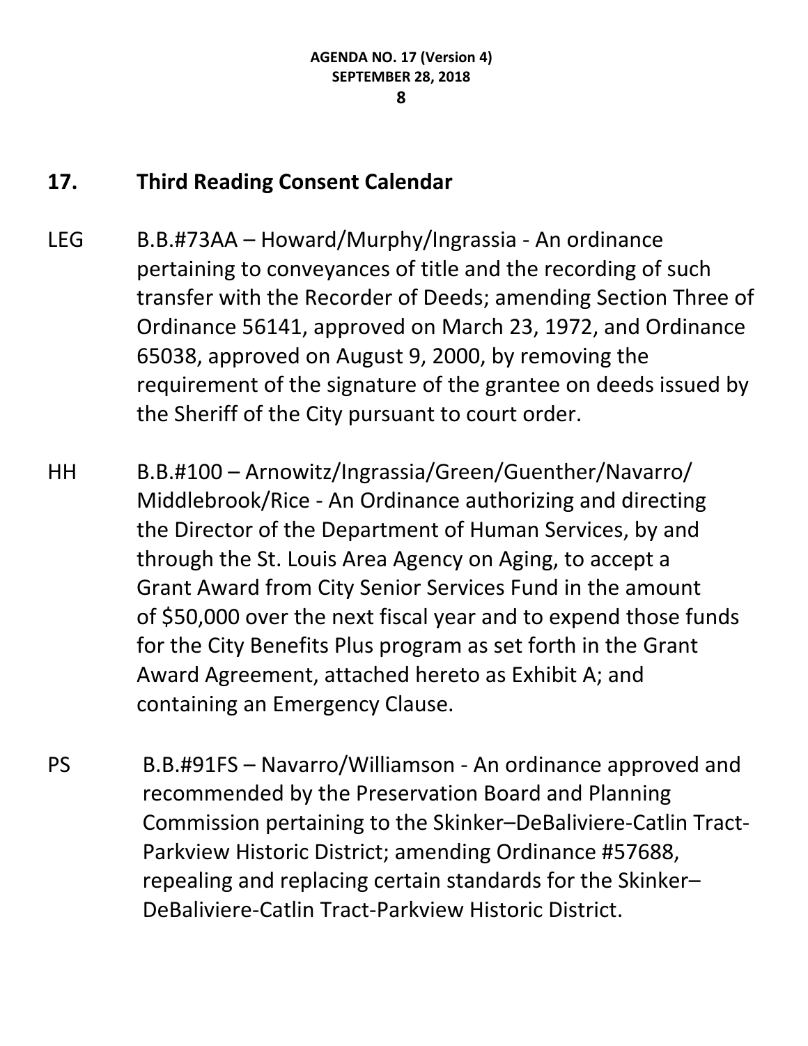## 17. Third Reading Consent Calendar

LEG B.B.#73AA – Howard/Murphy/Ingrassia - An ordinance pertaining to conveyances of title and the recording of such transfer with the Recorder of Deeds; amending Section Three of Ordinance 56141, approved on March 23, 1972, and Ordinance 65038, approved on August 9, 2000, by removing the requirement of the signature of the grantee on deeds issued by the Sheriff of the City pursuant to court order.

HH B.B.#100 – Arnowitz/Ingrassia/Green/Guenther/Navarro/Middlebrook/Rice - An Ordinance authorizing and directing the Director of the Department of Human Services, by and through the St. Louis Area Agency on Aging, to accept a Grant Award from City Senior Services Fund in the amount of $50,000 over the next fiscal year and to expend those funds for the City Benefits Plus program as set forth in the Grant Award Agreement, attached hereto as Exhibit A; and containing an Emergency Clause.

PS B.B.#91FS – Navarro/Williamson - An ordinance approved and recommended by the Preservation Board and Planning Commission pertaining to the Skinker–DeBaliviere-Catlin Tract-Parkview Historic District; amending Ordinance #57688, repealing and replacing certain standards for the Skinker–DeBaliviere-Catlin Tract-Parkview Historic District.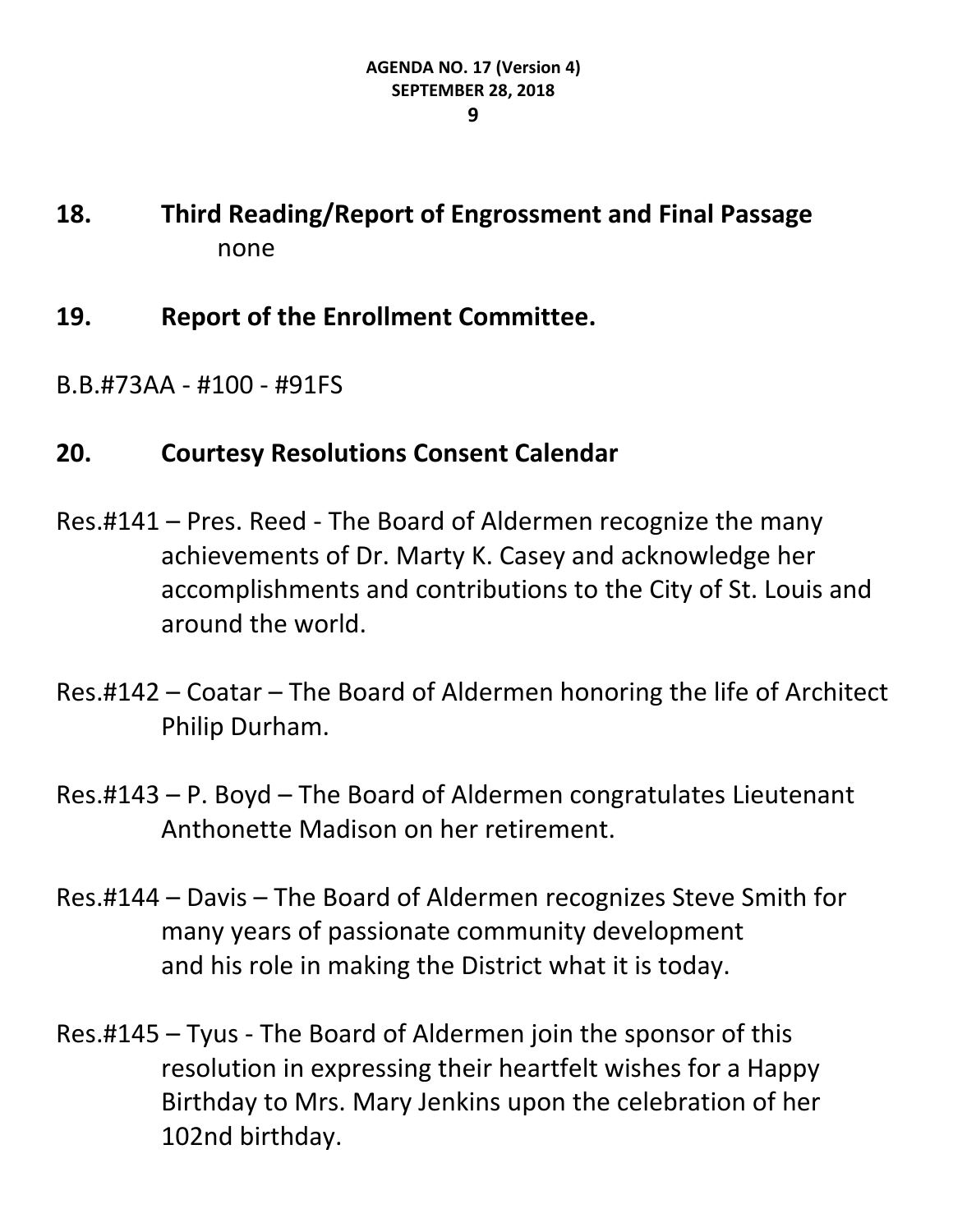## 18. Third Reading/Report of Engrossment and Final Passage

none

## 19. Report of the Enrollment Committee.

B.B.#73AA - #100 - #91FS

## 20. Courtesy Resolutions Consent Calendar

Res.#141 – Pres. Reed - The Board of Aldermen recognize the many achievements of Dr. Marty K. Casey and acknowledge her accomplishments and contributions to the City of St. Louis and around the world.

Res.#142 – Coatar – The Board of Aldermen honoring the life of Architect Philip Durham.

Res.#143 – P. Boyd – The Board of Aldermen congratulates Lieutenant Anthonette Madison on her retirement.

Res.#144 – Davis – The Board of Aldermen recognizes Steve Smith for many years of passionate community development and his role in making the District what it is today.

Res.#145 – Tyus - The Board of Aldermen join the sponsor of this resolution in expressing their heartfelt wishes for a Happy Birthday to Mrs. Mary Jenkins upon the celebration of her 102nd birthday.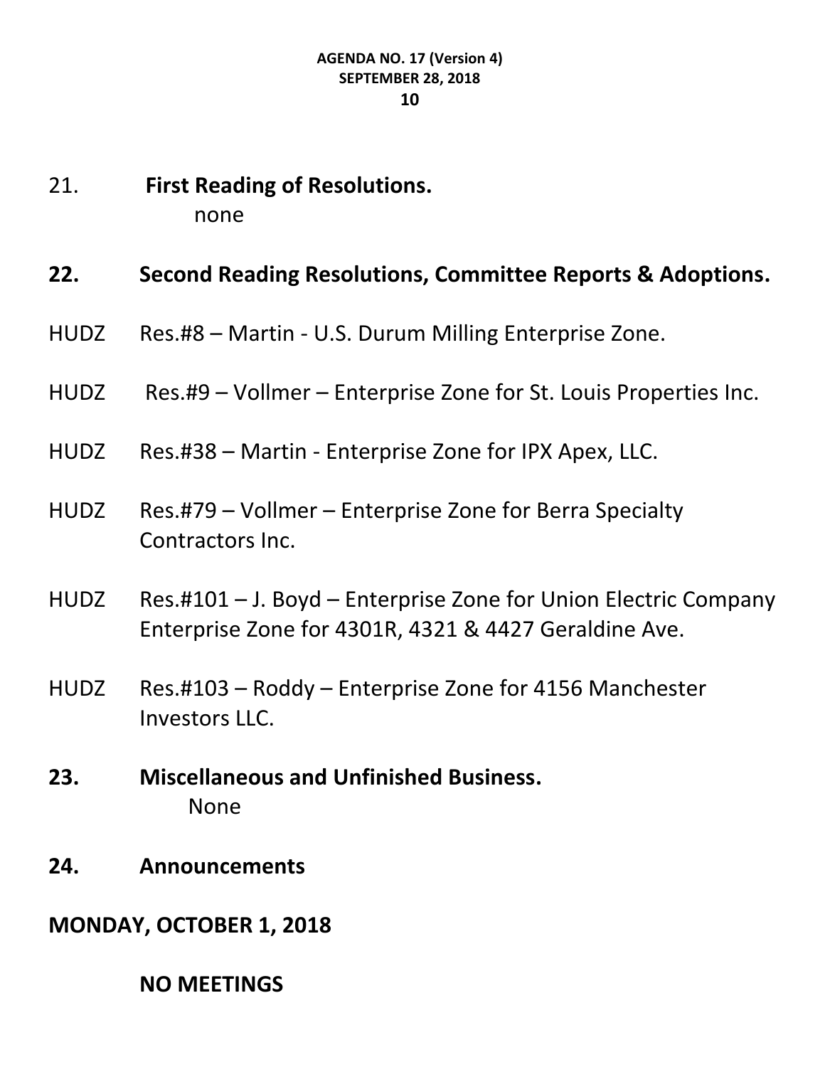21. **First Reading of Resolutions.**

none

**22. Second Reading Resolutions, Committee Reports & Adoptions.**

HUDZ Res.#8 – Martin - U.S. Durum Milling Enterprise Zone.

HUDZ Res.#9 – Vollmer – Enterprise Zone for St. Louis Properties Inc.

HUDZ Res.#38 – Martin - Enterprise Zone for IPX Apex, LLC.

HUDZ Res.#79 – Vollmer – Enterprise Zone for Berra Specialty Contractors Inc.

HUDZ Res.#101 – J. Boyd – Enterprise Zone for Union Electric Company Enterprise Zone for 4301R, 4321 & 4427 Geraldine Ave.

HUDZ Res.#103 – Roddy – Enterprise Zone for 4156 Manchester Investors LLC.

**23. Miscellaneous and Unfinished Business.**

None

**24. Announcements**

**MONDAY, OCTOBER 1, 2018**

**NO MEETINGS**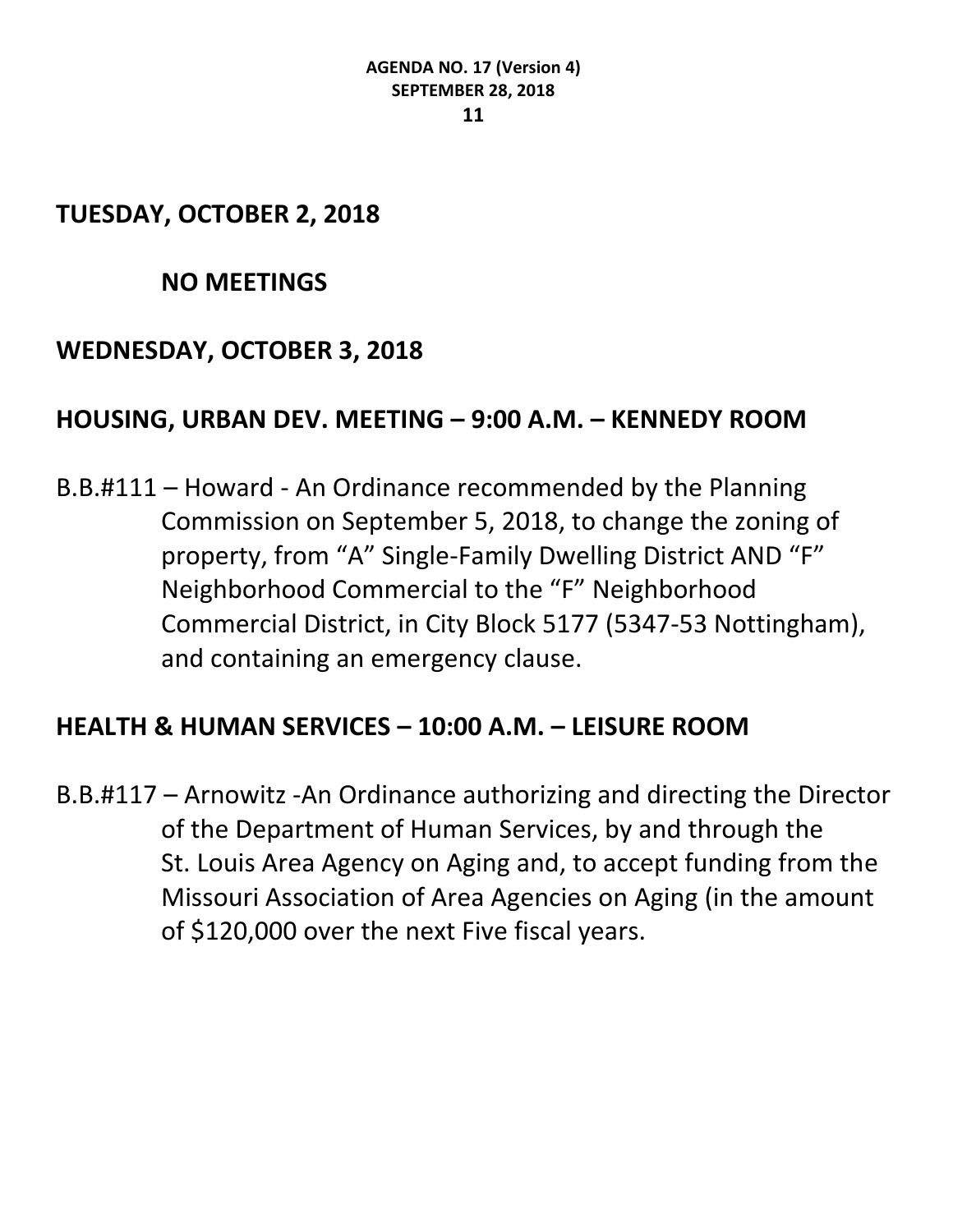## TUESDAY, OCTOBER 2, 2018

### NO MEETINGS

## WEDNESDAY, OCTOBER 3, 2018

### HOUSING, URBAN DEV. MEETING – 9:00 A.M. – KENNEDY ROOM

B.B.#111 – Howard - An Ordinance recommended by the Planning Commission on September 5, 2018, to change the zoning of property, from “A” Single-Family Dwelling District AND “F” Neighborhood Commercial to the “F” Neighborhood Commercial District, in City Block 5177 (5347-53 Nottingham), and containing an emergency clause.

### HEALTH & HUMAN SERVICES – 10:00 A.M. – LEISURE ROOM

B.B.#117 – Arnowitz -An Ordinance authorizing and directing the Director of the Department of Human Services, by and through the St. Louis Area Agency on Aging and, to accept funding from the Missouri Association of Area Agencies on Aging (in the amount of $120,000 over the next Five fiscal years.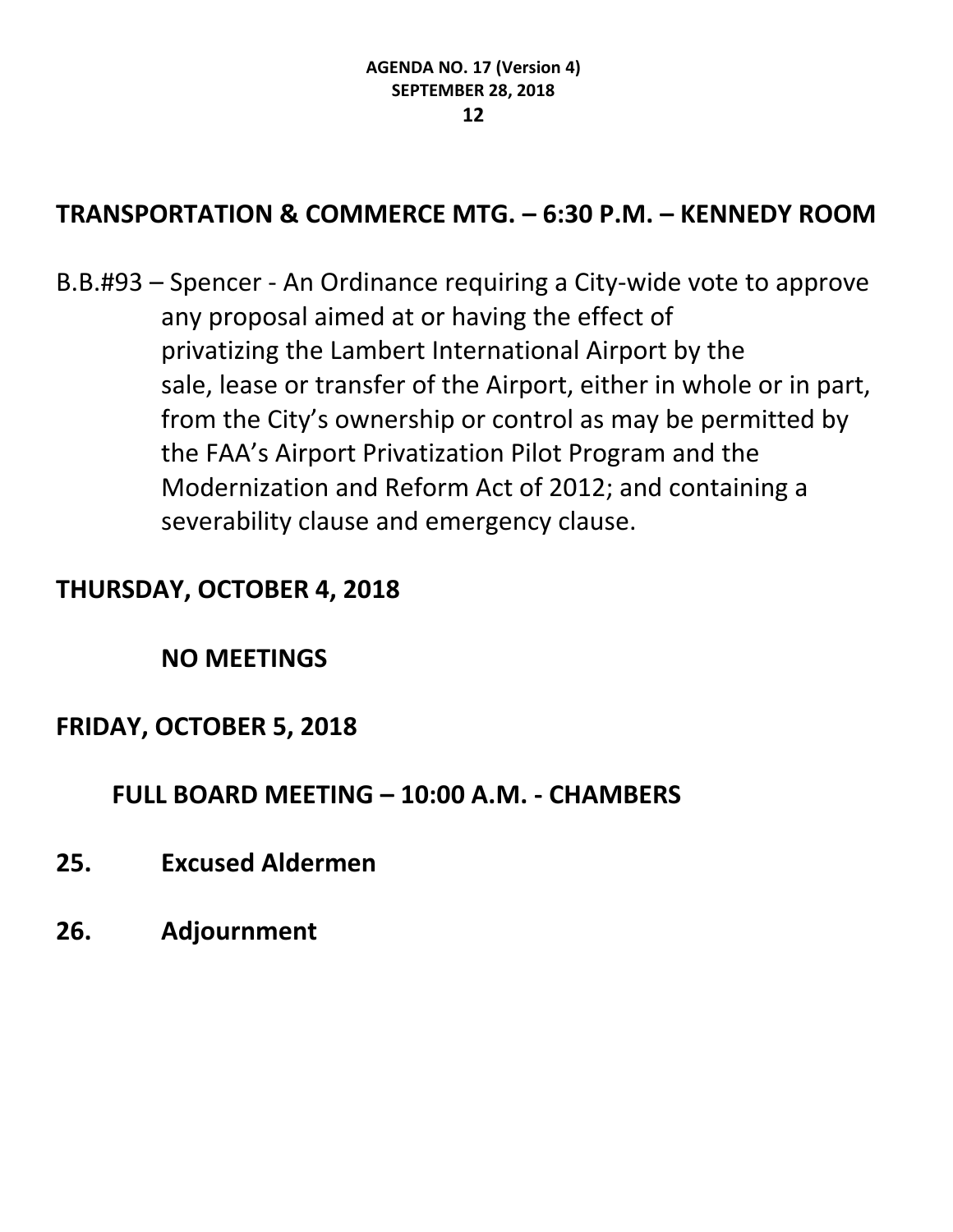## TRANSPORTATION & COMMERCE MTG. – 6:30 P.M. – KENNEDY ROOM

B.B.#93 – Spencer - An Ordinance requiring a City-wide vote to approve any proposal aimed at or having the effect of privatizing the Lambert International Airport by the sale, lease or transfer of the Airport, either in whole or in part, from the City's ownership or control as may be permitted by the FAA's Airport Privatization Pilot Program and the Modernization and Reform Act of 2012; and containing a severability clause and emergency clause.

## THURSDAY, OCTOBER 4, 2018

**NO MEETINGS**

## FRIDAY, OCTOBER 5, 2018

**FULL BOARD MEETING – 10:00 A.M. - CHAMBERS**

**25. Excused Aldermen**

**26. Adjournment**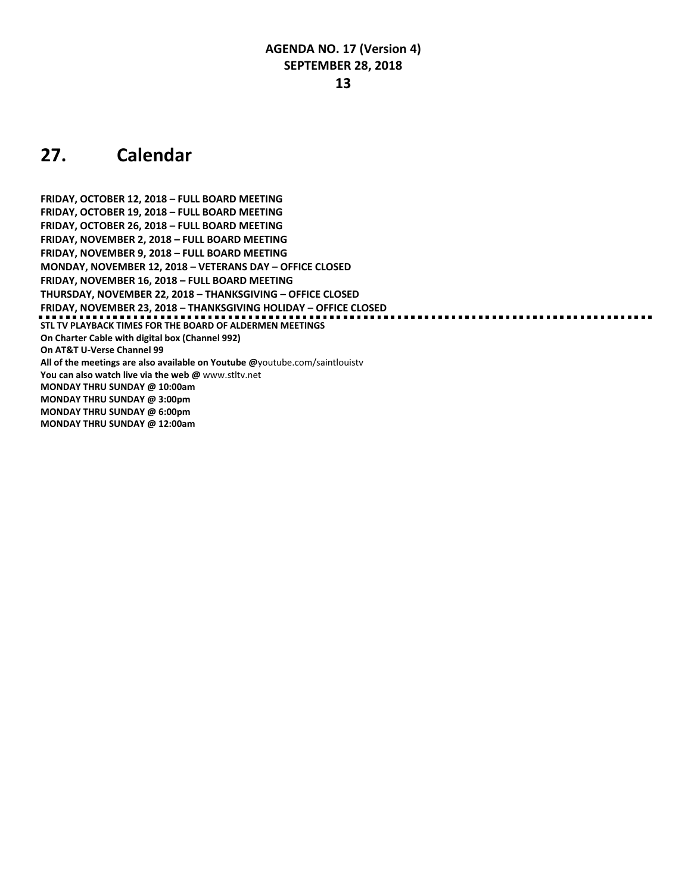# 27. Calendar

**FRIDAY, OCTOBER 12, 2018 – FULL BOARD MEETING**
**FRIDAY, OCTOBER 19, 2018 – FULL BOARD MEETING**
**FRIDAY, OCTOBER 26, 2018 – FULL BOARD MEETING**
**FRIDAY, NOVEMBER 2, 2018 – FULL BOARD MEETING**
**FRIDAY, NOVEMBER 9, 2018 – FULL BOARD MEETING**
**MONDAY, NOVEMBER 12, 2018 – VETERANS DAY – OFFICE CLOSED**
**FRIDAY, NOVEMBER 16, 2018 – FULL BOARD MEETING**
**THURSDAY, NOVEMBER 22, 2018 – THANKSGIVING – OFFICE CLOSED**
**FRIDAY, NOVEMBER 23, 2018 – THANKSGIVING HOLIDAY – OFFICE CLOSED**

---

**STL TV PLAYBACK TIMES FOR THE BOARD OF ALDERMEN MEETINGS**
**On Charter Cable with digital box (Channel 992)**
**On AT&T U-Verse Channel 99**
**All of the meetings are also available on Youtube @**youtube.com/saintlouistv
**You can also watch live via the web @** www.stltv.net
**MONDAY THRU SUNDAY @ 10:00am**
**MONDAY THRU SUNDAY @ 3:00pm**
**MONDAY THRU SUNDAY @ 6:00pm**
**MONDAY THRU SUNDAY @ 12:00am**